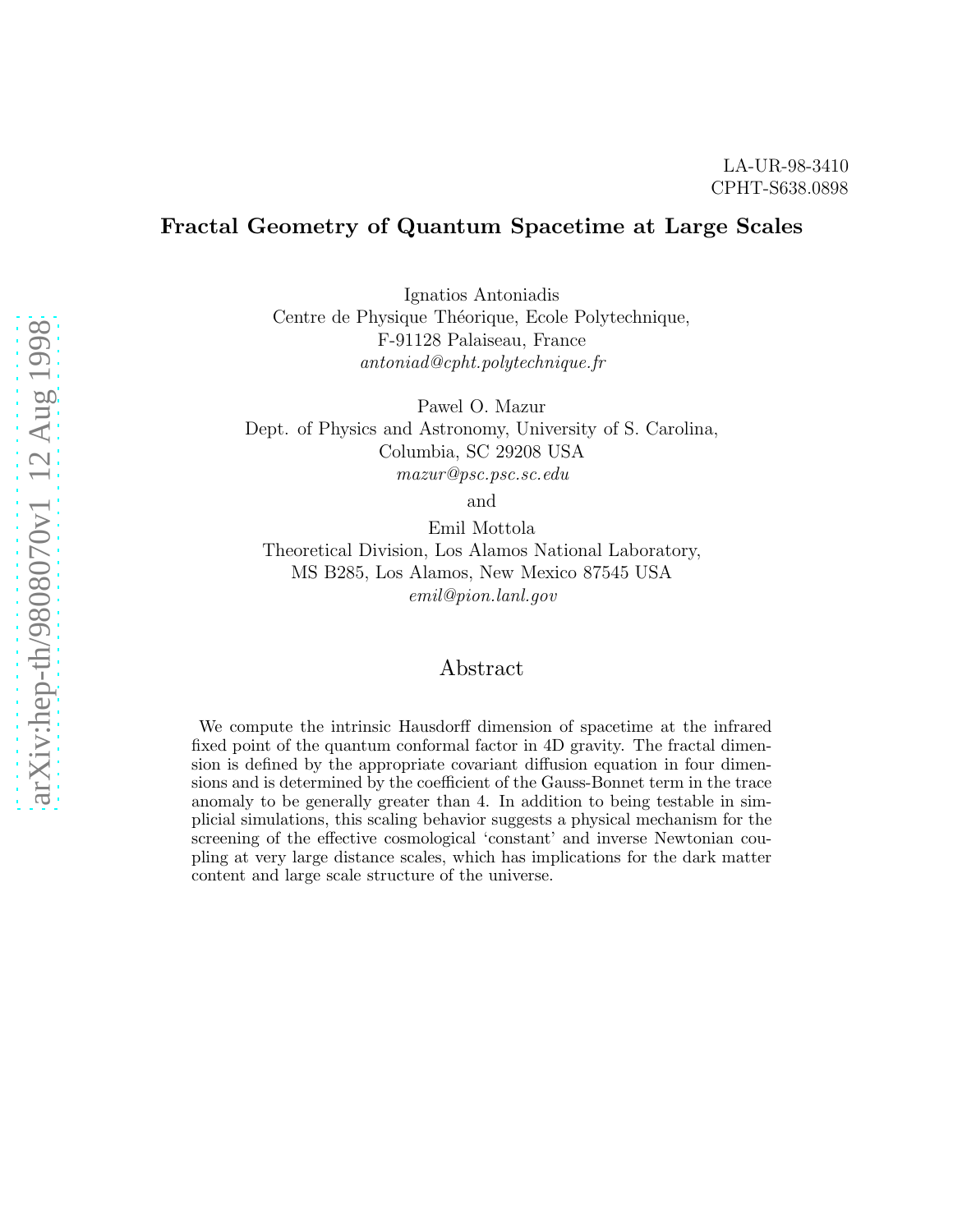LA-UR-98-3410
CPHT-S638.0898

# Fractal Geometry of Quantum Spacetime at Large Scales

Ignatios Antoniadis
Centre de Physique Théorique, Ecole Polytechnique,
F-91128 Palaiseau, France
*antoniad@cpht.polytechnique.fr*

Pawel O. Mazur
Dept. of Physics and Astronomy, University of S. Carolina,
Columbia, SC 29208 USA
*mazur@psc.psc.sc.edu*

and

Emil Mottola
Theoretical Division, Los Alamos National Laboratory,
MS B285, Los Alamos, New Mexico 87545 USA
*emil@pion.lanl.gov*

## Abstract

We compute the intrinsic Hausdorff dimension of spacetime at the infrared fixed point of the quantum conformal factor in 4D gravity. The fractal dimension is defined by the appropriate covariant diffusion equation in four dimensions and is determined by the coefficient of the Gauss-Bonnet term in the trace anomaly to be generally greater than 4. In addition to being testable in simplicial simulations, this scaling behavior suggests a physical mechanism for the screening of the effective cosmological 'constant' and inverse Newtonian coupling at very large distance scales, which has implications for the dark matter content and large scale structure of the universe.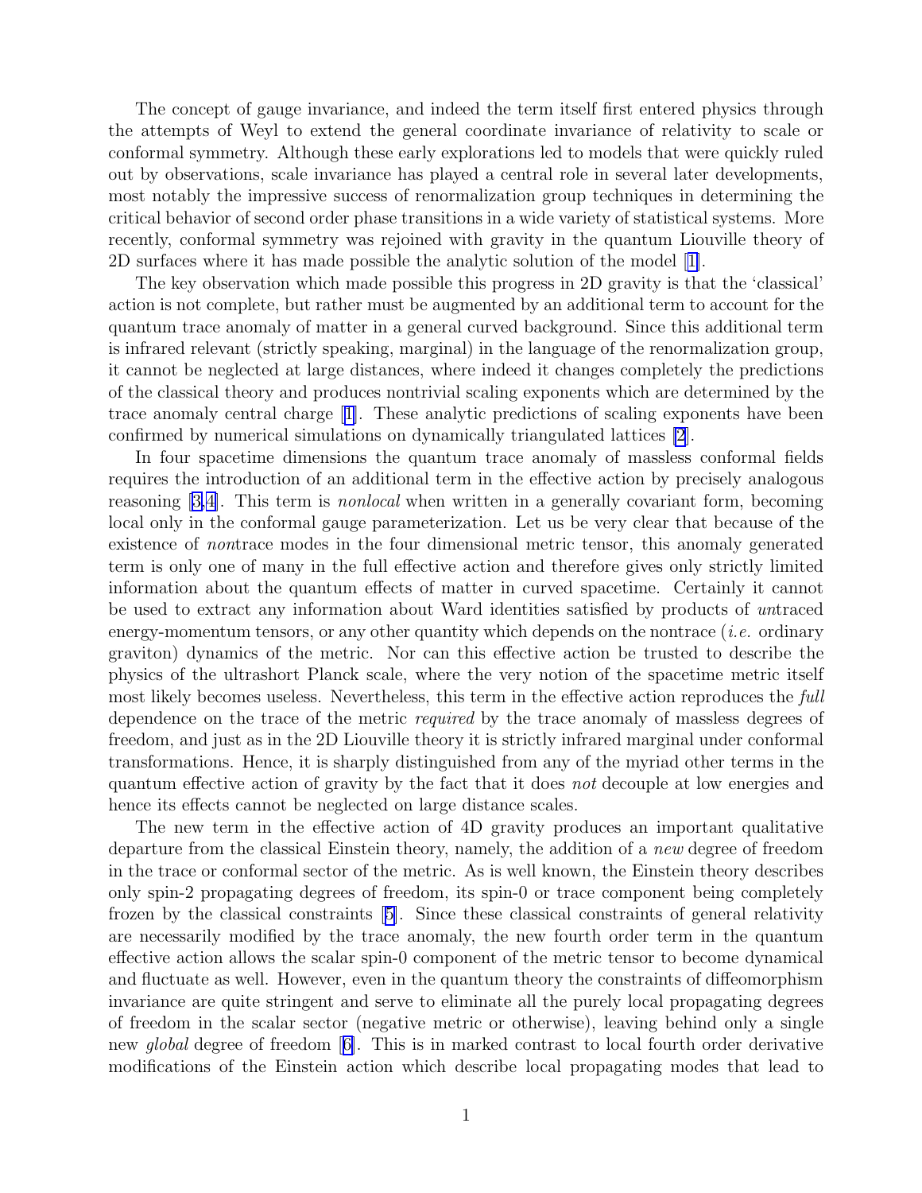The concept of gauge invariance, and indeed the term itself first entered physics through the attempts of Weyl to extend the general coordinate invariance of relativity to scale or conformal symmetry. Although these early explorations led to models that were quickly ruled out by observations, scale invariance has played a central role in several later developments, most notably the impressive success of renormalization group techniques in determining the critical behavior of second order phase transitions in a wide variety of statistical systems. More recently, conformal symmetry was rejoined with gravity in the quantum Liouville theory of 2D surfaces where it has made possible the analytic solution of the model [1].

The key observation which made possible this progress in 2D gravity is that the 'classical' action is not complete, but rather must be augmented by an additional term to account for the quantum trace anomaly of matter in a general curved background. Since this additional term is infrared relevant (strictly speaking, marginal) in the language of the renormalization group, it cannot be neglected at large distances, where indeed it changes completely the predictions of the classical theory and produces nontrivial scaling exponents which are determined by the trace anomaly central charge [1]. These analytic predictions of scaling exponents have been confirmed by numerical simulations on dynamically triangulated lattices [2].

In four spacetime dimensions the quantum trace anomaly of massless conformal fields requires the introduction of an additional term in the effective action by precisely analogous reasoning [3,4]. This term is *nonlocal* when written in a generally covariant form, becoming local only in the conformal gauge parameterization. Let us be very clear that because of the existence of *non*trace modes in the four dimensional metric tensor, this anomaly generated term is only one of many in the full effective action and therefore gives only strictly limited information about the quantum effects of matter in curved spacetime. Certainly it cannot be used to extract any information about Ward identities satisfied by products of *un*traced energy-momentum tensors, or any other quantity which depends on the nontrace (*i.e.* ordinary graviton) dynamics of the metric. Nor can this effective action be trusted to describe the physics of the ultrashort Planck scale, where the very notion of the spacetime metric itself most likely becomes useless. Nevertheless, this term in the effective action reproduces the *full* dependence on the trace of the metric *required* by the trace anomaly of massless degrees of freedom, and just as in the 2D Liouville theory it is strictly infrared marginal under conformal transformations. Hence, it is sharply distinguished from any of the myriad other terms in the quantum effective action of gravity by the fact that it does *not* decouple at low energies and hence its effects cannot be neglected on large distance scales.

The new term in the effective action of 4D gravity produces an important qualitative departure from the classical Einstein theory, namely, the addition of a *new* degree of freedom in the trace or conformal sector of the metric. As is well known, the Einstein theory describes only spin-2 propagating degrees of freedom, its spin-0 or trace component being completely frozen by the classical constraints [5]. Since these classical constraints of general relativity are necessarily modified by the trace anomaly, the new fourth order term in the quantum effective action allows the scalar spin-0 component of the metric tensor to become dynamical and fluctuate as well. However, even in the quantum theory the constraints of diffeomorphism invariance are quite stringent and serve to eliminate all the purely local propagating degrees of freedom in the scalar sector (negative metric or otherwise), leaving behind only a single new *global* degree of freedom [6]. This is in marked contrast to local fourth order derivative modifications of the Einstein action which describe local propagating modes that lead to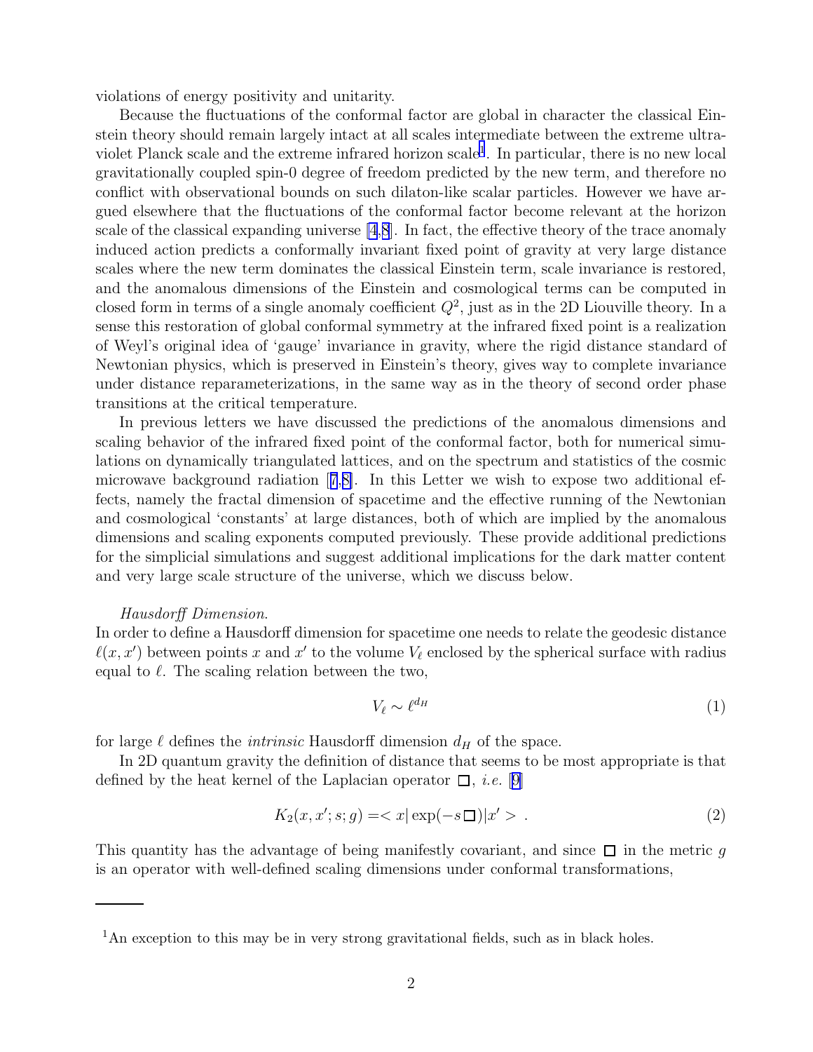violations of energy positivity and unitarity.

Because the fluctuations of the conformal factor are global in character the classical Einstein theory should remain largely intact at all scales intermediate between the extreme ultraviolet Planck scale and the extreme infrared horizon scale[1]. In particular, there is no new local gravitationally coupled spin-0 degree of freedom predicted by the new term, and therefore no conflict with observational bounds on such dilaton-like scalar particles. However we have argued elsewhere that the fluctuations of the conformal factor become relevant at the horizon scale of the classical expanding universe [4,8]. In fact, the effective theory of the trace anomaly induced action predicts a conformally invariant fixed point of gravity at very large distance scales where the new term dominates the classical Einstein term, scale invariance is restored, and the anomalous dimensions of the Einstein and cosmological terms can be computed in closed form in terms of a single anomaly coefficient $Q^2$, just as in the 2D Liouville theory. In a sense this restoration of global conformal symmetry at the infrared fixed point is a realization of Weyl's original idea of 'gauge' invariance in gravity, where the rigid distance standard of Newtonian physics, which is preserved in Einstein's theory, gives way to complete invariance under distance reparameterizations, in the same way as in the theory of second order phase transitions at the critical temperature.

In previous letters we have discussed the predictions of the anomalous dimensions and scaling behavior of the infrared fixed point of the conformal factor, both for numerical simulations on dynamically triangulated lattices, and on the spectrum and statistics of the cosmic microwave background radiation [7,8]. In this Letter we wish to expose two additional effects, namely the fractal dimension of spacetime and the effective running of the Newtonian and cosmological 'constants' at large distances, both of which are implied by the anomalous dimensions and scaling exponents computed previously. These provide additional predictions for the simplicial simulations and suggest additional implications for the dark matter content and very large scale structure of the universe, which we discuss below.

*Hausdorff Dimension.*
In order to define a Hausdorff dimension for spacetime one needs to relate the geodesic distance $\ell(x, x')$ between points $x$ and $x'$ to the volume $V_\ell$ enclosed by the spherical surface with radius equal to $\ell$. The scaling relation between the two,

$$V_\ell \sim \ell^{d_H} \tag{1}$$

for large $\ell$ defines the *intrinsic* Hausdorff dimension $d_H$ of the space.

In 2D quantum gravity the definition of distance that seems to be most appropriate is that defined by the heat kernel of the Laplacian operator $\square$, *i.e.* [9]

$$K_2(x, x'; s; g) = < x| \exp(-s\,\square)|x' > \ . \tag{2}$$

This quantity has the advantage of being manifestly covariant, and since $\square$ in the metric $g$ is an operator with well-defined scaling dimensions under conformal transformations,

[1] An exception to this may be in very strong gravitational fields, such as in black holes.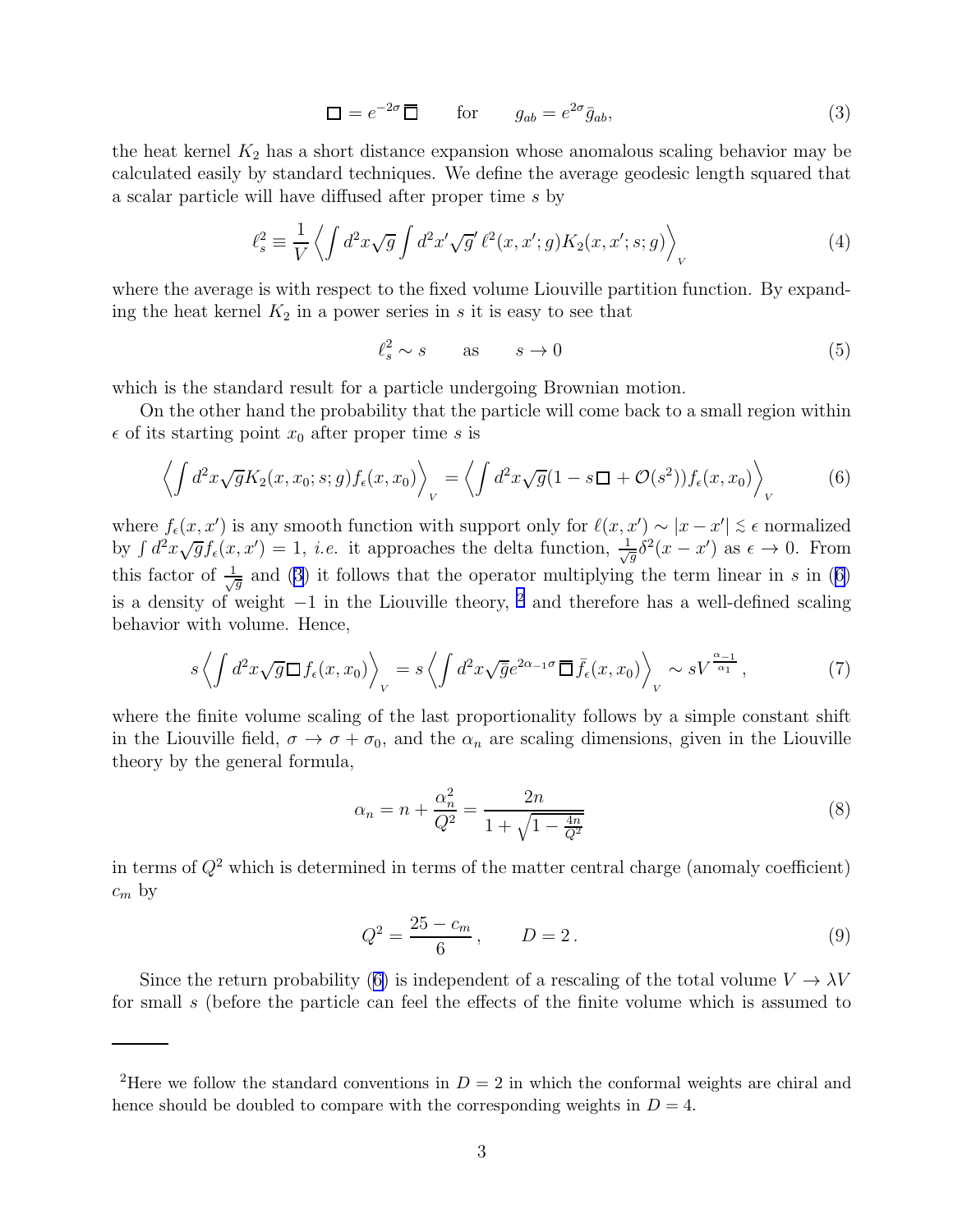$$\Box = e^{-2\sigma}\,\bar{\Box} \qquad \text{for} \qquad g_{ab} = e^{2\sigma}\bar{g}_{ab}, \tag{3}$$

the heat kernel $K_2$ has a short distance expansion whose anomalous scaling behavior may be calculated easily by standard techniques. We define the average geodesic length squared that a scalar particle will have diffused after proper time $s$ by

$$\ell_s^2 \equiv \frac{1}{V}\left\langle \int d^2x\sqrt{g}\int d^2x'\sqrt{g}'\,\ell^2(x,x';g)K_2(x,x';s;g)\right\rangle_V \tag{4}$$

where the average is with respect to the fixed volume Liouville partition function. By expanding the heat kernel $K_2$ in a power series in $s$ it is easy to see that

$$\ell_s^2 \sim s \qquad \text{as} \qquad s \to 0 \tag{5}$$

which is the standard result for a particle undergoing Brownian motion.

On the other hand the probability that the particle will come back to a small region within $\epsilon$ of its starting point $x_0$ after proper time $s$ is

$$\left\langle \int d^2x\sqrt{g}K_2(x,x_0;s;g)f_\epsilon(x,x_0)\right\rangle_V = \left\langle \int d^2x\sqrt{g}(1 - s\,\Box + \mathcal{O}(s^2))f_\epsilon(x,x_0)\right\rangle_V \tag{6}$$

where $f_\epsilon(x,x')$ is any smooth function with support only for $\ell(x,x') \sim |x-x'| \lesssim \epsilon$ normalized by $\int d^2x\sqrt{g}f_\epsilon(x,x') = 1$, *i.e.* it approaches the delta function, $\frac{1}{\sqrt{g}}\delta^2(x-x')$ as $\epsilon \to 0$. From this factor of $\frac{1}{\sqrt{g}}$ and (3) it follows that the operator multiplying the term linear in $s$ in (6) is a density of weight $-1$ in the Liouville theory, [2] and therefore has a well-defined scaling behavior with volume. Hence,

$$s\left\langle \int d^2x\sqrt{g}\,\Box\, f_\epsilon(x,x_0)\right\rangle_V = s\left\langle \int d^2x\sqrt{\bar{g}}e^{2\alpha_{-1}\sigma}\,\bar{\Box}\,\bar{f}_\epsilon(x,x_0)\right\rangle_V \sim sV^{\frac{\alpha_{-1}}{\alpha_1}}, \tag{7}$$

where the finite volume scaling of the last proportionality follows by a simple constant shift in the Liouville field, $\sigma \to \sigma + \sigma_0$, and the $\alpha_n$ are scaling dimensions, given in the Liouville theory by the general formula,

$$\alpha_n = n + \frac{\alpha_n^2}{Q^2} = \frac{2n}{1+\sqrt{1-\frac{4n}{Q^2}}} \tag{8}$$

in terms of $Q^2$ which is determined in terms of the matter central charge (anomaly coefficient) $c_m$ by

$$Q^2 = \frac{25-c_m}{6}, \qquad D = 2\,. \tag{9}$$

Since the return probability (6) is independent of a rescaling of the total volume $V \to \lambda V$ for small $s$ (before the particle can feel the effects of the finite volume which is assumed to

[2] Here we follow the standard conventions in $D = 2$ in which the conformal weights are chiral and hence should be doubled to compare with the corresponding weights in $D = 4$.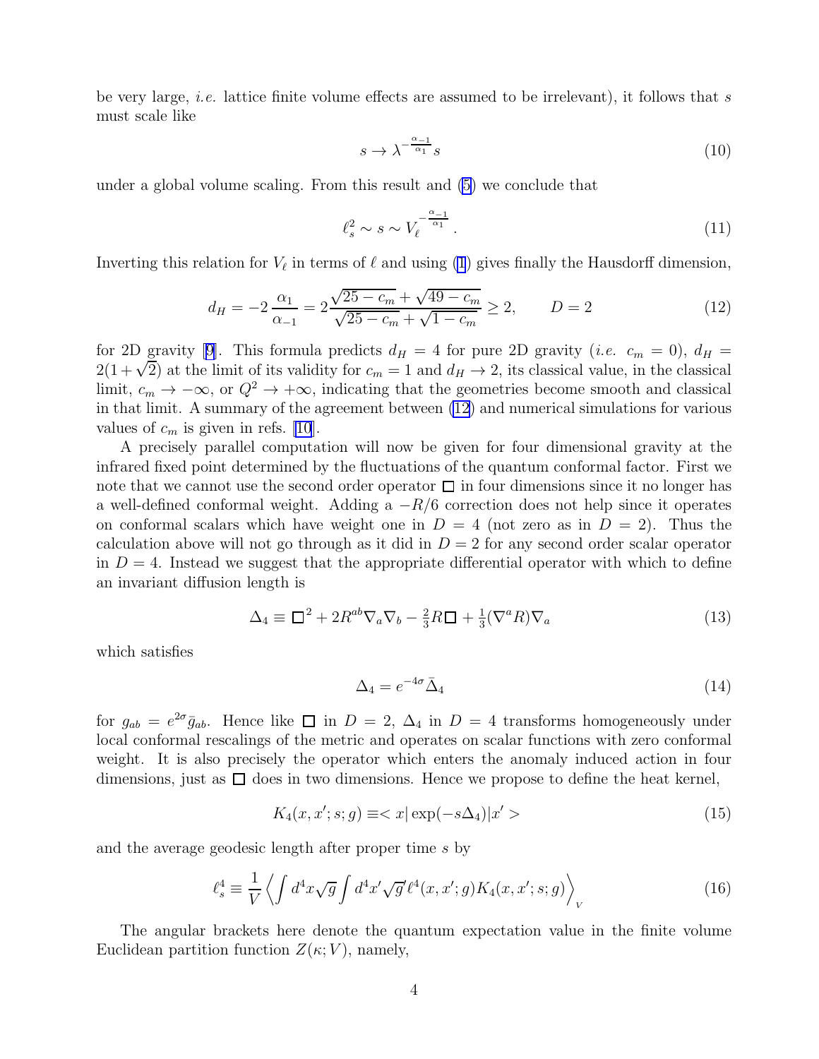be very large, *i.e.* lattice finite volume effects are assumed to be irrelevant), it follows that $s$ must scale like

$$s \to \lambda^{-\frac{\alpha_{-1}}{\alpha_1}} s \tag{10}$$

under a global volume scaling. From this result and (5) we conclude that

$$\ell_s^2 \sim s \sim V_\ell^{-\frac{\alpha_{-1}}{\alpha_1}}\,. \tag{11}$$

Inverting this relation for $V_\ell$ in terms of $\ell$ and using (1) gives finally the Hausdorff dimension,

$$d_H = -2\,\frac{\alpha_1}{\alpha_{-1}} = 2\frac{\sqrt{25-c_m}+\sqrt{49-c_m}}{\sqrt{25-c_m}+\sqrt{1-c_m}} \geq 2, \qquad D=2 \tag{12}$$

for 2D gravity [9]. This formula predicts $d_H = 4$ for pure 2D gravity (*i.e.* $c_m = 0$), $d_H = 2(1+\sqrt{2})$ at the limit of its validity for $c_m = 1$ and $d_H \to 2$, its classical value, in the classical limit, $c_m \to -\infty$, or $Q^2 \to +\infty$, indicating that the geometries become smooth and classical in that limit. A summary of the agreement between (12) and numerical simulations for various values of $c_m$ is given in refs. [10].

A precisely parallel computation will now be given for four dimensional gravity at the infrared fixed point determined by the fluctuations of the quantum conformal factor. First we note that we cannot use the second order operator $\Box$ in four dimensions since it no longer has a well-defined conformal weight. Adding a $-R/6$ correction does not help since it operates on conformal scalars which have weight one in $D = 4$ (not zero as in $D = 2$). Thus the calculation above will not go through as it did in $D = 2$ for any second order scalar operator in $D = 4$. Instead we suggest that the appropriate differential operator with which to define an invariant diffusion length is

$$\Delta_4 \equiv \Box^2 + 2R^{ab}\nabla_a\nabla_b - \tfrac{2}{3}R\Box + \tfrac{1}{3}(\nabla^a R)\nabla_a \tag{13}$$

which satisfies

$$\Delta_4 = e^{-4\sigma}\bar{\Delta}_4 \tag{14}$$

for $g_{ab} = e^{2\sigma}\bar{g}_{ab}$. Hence like $\Box$ in $D = 2$, $\Delta_4$ in $D = 4$ transforms homogeneously under local conformal rescalings of the metric and operates on scalar functions with zero conformal weight. It is also precisely the operator which enters the anomaly induced action in four dimensions, just as $\Box$ does in two dimensions. Hence we propose to define the heat kernel,

$$K_4(x,x';s;g) \equiv <x|\exp(-s\Delta_4)|x'> \tag{15}$$

and the average geodesic length after proper time $s$ by

$$\ell_s^4 \equiv \frac{1}{V}\left\langle \int d^4x\sqrt{g}\int d^4x'\sqrt{g}'\ell^4(x,x';g)K_4(x,x';s;g)\right\rangle_V \tag{16}$$

The angular brackets here denote the quantum expectation value in the finite volume Euclidean partition function $Z(\kappa;V)$, namely,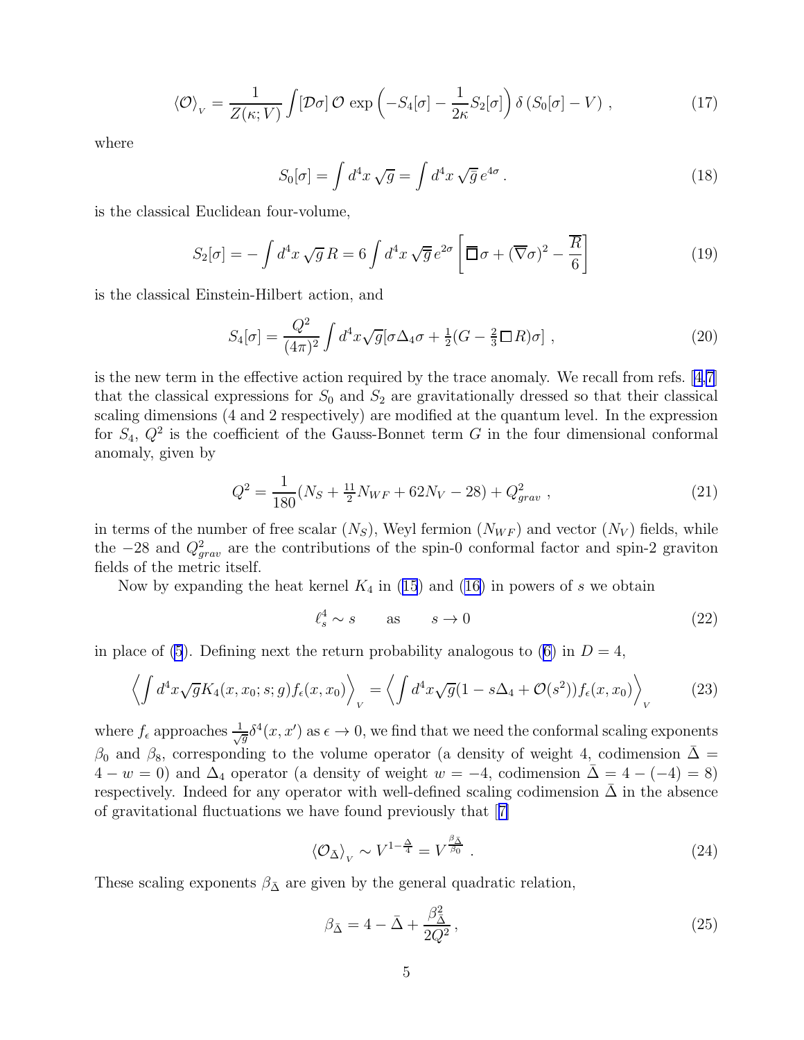$$\langle \mathcal{O} \rangle_{_V} = \frac{1}{Z(\kappa; V)} \int [\mathcal{D}\sigma]\, \mathcal{O}\, \exp\left(-S_4[\sigma] - \frac{1}{2\kappa} S_2[\sigma]\right) \delta\left(S_0[\sigma] - V\right) , \tag{17}$$

where

$$S_0[\sigma] = \int d^4x\, \sqrt{g} = \int d^4x\, \sqrt{\overline{g}}\, e^{4\sigma} \, . \tag{18}$$

is the classical Euclidean four-volume,

$$S_2[\sigma] = -\int d^4x\, \sqrt{g}\, R = 6 \int d^4x\, \sqrt{\overline{g}}\, e^{2\sigma} \left[ \overline{\Box}\sigma + (\overline{\nabla}\sigma)^2 - \frac{\overline{R}}{6} \right] \tag{19}$$

is the classical Einstein-Hilbert action, and

$$S_4[\sigma] = \frac{Q^2}{(4\pi)^2} \int d^4x \sqrt{g} [\sigma \Delta_4 \sigma + \tfrac{1}{2}(G - \tfrac{2}{3}\Box R)\sigma] \ , \tag{20}$$

is the new term in the effective action required by the trace anomaly. We recall from refs. [4,7] that the classical expressions for $S_0$ and $S_2$ are gravitationally dressed so that their classical scaling dimensions (4 and 2 respectively) are modified at the quantum level. In the expression for $S_4$, $Q^2$ is the coefficient of the Gauss-Bonnet term $G$ in the four dimensional conformal anomaly, given by

$$Q^2 = \frac{1}{180}(N_S + \tfrac{11}{2}N_{WF} + 62 N_V - 28) + Q^2_{grav} \ , \tag{21}$$

in terms of the number of free scalar ($N_S$), Weyl fermion ($N_{WF}$) and vector ($N_V$) fields, while the $-28$ and $Q^2_{grav}$ are the contributions of the spin-0 conformal factor and spin-2 graviton fields of the metric itself.

Now by expanding the heat kernel $K_4$ in (15) and (16) in powers of $s$ we obtain

$$\ell_s^4 \sim s \qquad \text{as} \qquad s \to 0 \tag{22}$$

in place of (5). Defining next the return probability analogous to (6) in $D = 4$,

$$\left\langle \int d^4x \sqrt{g} K_4(x, x_0; s; g) f_\epsilon(x, x_0) \right\rangle_{_V} = \left\langle \int d^4x \sqrt{g} (1 - s\Delta_4 + \mathcal{O}(s^2)) f_\epsilon(x, x_0) \right\rangle_{_V} \tag{23}$$

where $f_\epsilon$ approaches $\frac{1}{\sqrt{g}}\delta^4(x, x')$ as $\epsilon \to 0$, we find that we need the conformal scaling exponents $\beta_0$ and $\beta_8$, corresponding to the volume operator (a density of weight 4, codimension $\bar{\Delta} = 4 - w = 0$) and $\Delta_4$ operator (a density of weight $w = -4$, codimension $\bar{\Delta} = 4 - (-4) = 8$) respectively. Indeed for any operator with well-defined scaling codimension $\bar{\Delta}$ in the absence of gravitational fluctuations we have found previously that [7]

$$\langle \mathcal{O}_{\bar{\Delta}} \rangle_{_V} \sim V^{1 - \frac{\bar{\Delta}}{4}} = V^{\frac{\beta_{\bar{\Delta}}}{\beta_0}} \ . \tag{24}$$

These scaling exponents $\beta_{\bar{\Delta}}$ are given by the general quadratic relation,

$$\beta_{\bar{\Delta}} = 4 - \bar{\Delta} + \frac{\beta^2_{\bar{\Delta}}}{2Q^2} \, , \tag{25}$$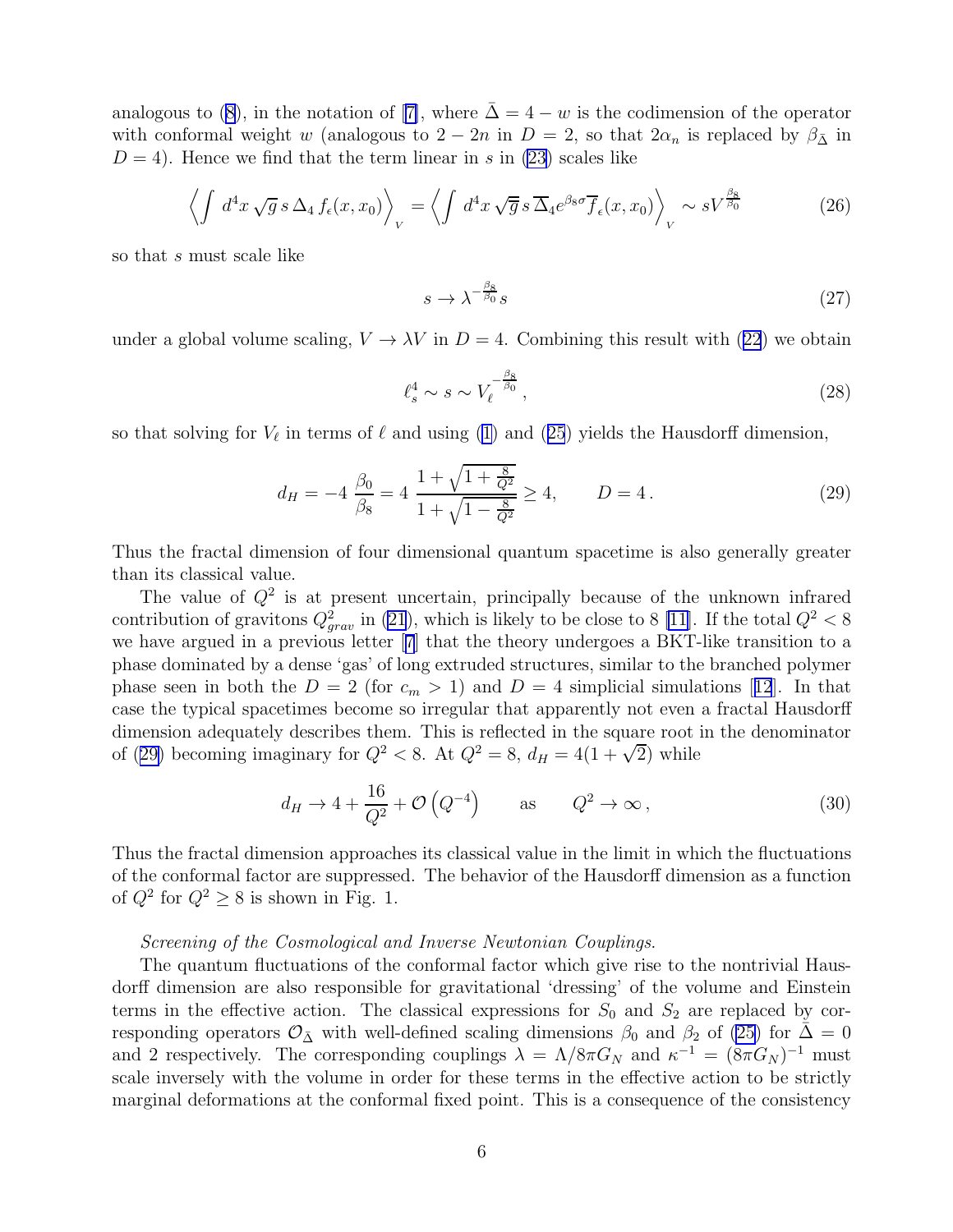analogous to (8), in the notation of [7], where $\bar{\Delta} = 4 - w$ is the codimension of the operator with conformal weight $w$ (analogous to $2 - 2n$ in $D = 2$, so that $2\alpha_n$ is replaced by $\beta_{\bar{\Delta}}$ in $D = 4$). Hence we find that the term linear in $s$ in (23) scales like

$$\left\langle \int d^4x \sqrt{g}\, s\, \Delta_4\, f_\epsilon(x, x_0) \right\rangle_V = \left\langle \int d^4x \sqrt{\overline{g}}\, s\, \overline{\Delta}_4 e^{\beta_8 \sigma} \overline{f}_\epsilon(x, x_0) \right\rangle_V \sim s V^{\frac{\beta_8}{\beta_0}} \tag{26}$$

so that $s$ must scale like

$$s \to \lambda^{-\frac{\beta_8}{\beta_0}} s \tag{27}$$

under a global volume scaling, $V \to \lambda V$ in $D = 4$. Combining this result with (22) we obtain

$$\ell_s^4 \sim s \sim V_\ell^{-\frac{\beta_8}{\beta_0}}, \tag{28}$$

so that solving for $V_\ell$ in terms of $\ell$ and using (1) and (25) yields the Hausdorff dimension,

$$d_H = -4\, \frac{\beta_0}{\beta_8} = 4\, \frac{1 + \sqrt{1 + \frac{8}{Q^2}}}{1 + \sqrt{1 - \frac{8}{Q^2}}} \geq 4, \qquad D = 4\,. \tag{29}$$

Thus the fractal dimension of four dimensional quantum spacetime is also generally greater than its classical value.

The value of $Q^2$ is at present uncertain, principally because of the unknown infrared contribution of gravitons $Q^2_{grav}$ in (21), which is likely to be close to 8 [11]. If the total $Q^2 < 8$ we have argued in a previous letter [7] that the theory undergoes a BKT-like transition to a phase dominated by a dense 'gas' of long extruded structures, similar to the branched polymer phase seen in both the $D = 2$ (for $c_m > 1$) and $D = 4$ simplicial simulations [12]. In that case the typical spacetimes become so irregular that apparently not even a fractal Hausdorff dimension adequately describes them. This is reflected in the square root in the denominator of (29) becoming imaginary for $Q^2 < 8$. At $Q^2 = 8$, $d_H = 4(1 + \sqrt{2})$ while

$$d_H \to 4 + \frac{16}{Q^2} + \mathcal{O}\left(Q^{-4}\right) \qquad \text{as} \qquad Q^2 \to \infty\,, \tag{30}$$

Thus the fractal dimension approaches its classical value in the limit in which the fluctuations of the conformal factor are suppressed. The behavior of the Hausdorff dimension as a function of $Q^2$ for $Q^2 \geq 8$ is shown in Fig. 1.

*Screening of the Cosmological and Inverse Newtonian Couplings.*

The quantum fluctuations of the conformal factor which give rise to the nontrivial Hausdorff dimension are also responsible for gravitational 'dressing' of the volume and Einstein terms in the effective action. The classical expressions for $S_0$ and $S_2$ are replaced by corresponding operators $\mathcal{O}_{\bar{\Delta}}$ with well-defined scaling dimensions $\beta_0$ and $\beta_2$ of (25) for $\bar{\Delta} = 0$ and 2 respectively. The corresponding couplings $\lambda = \Lambda/8\pi G_N$ and $\kappa^{-1} = (8\pi G_N)^{-1}$ must scale inversely with the volume in order for these terms in the effective action to be strictly marginal deformations at the conformal fixed point. This is a consequence of the consistency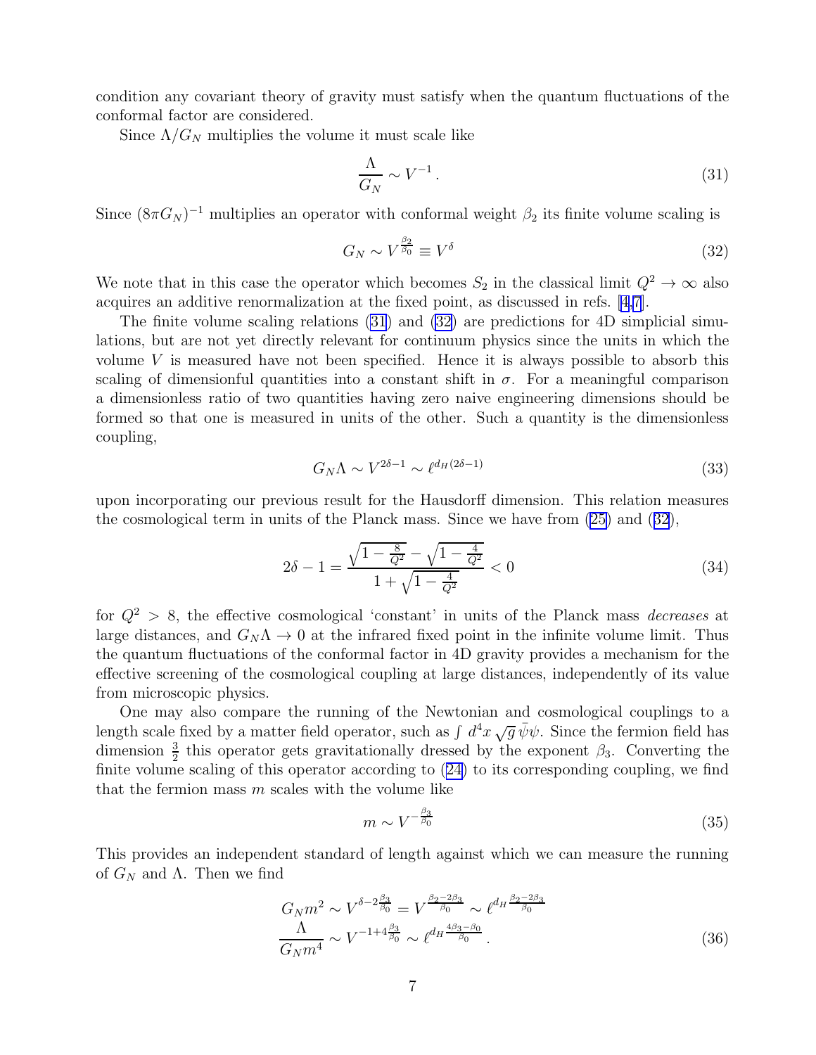condition any covariant theory of gravity must satisfy when the quantum fluctuations of the conformal factor are considered.

Since $\Lambda/G_N$ multiplies the volume it must scale like

$$\frac{\Lambda}{G_N} \sim V^{-1}\,. \tag{31}$$

Since $(8\pi G_N)^{-1}$ multiplies an operator with conformal weight $\beta_2$ its finite volume scaling is

$$G_N \sim V^{\frac{\beta_2}{\beta_0}} \equiv V^{\delta} \tag{32}$$

We note that in this case the operator which becomes $S_2$ in the classical limit $Q^2 \to \infty$ also acquires an additive renormalization at the fixed point, as discussed in refs. [4,7].

The finite volume scaling relations (31) and (32) are predictions for 4D simplicial simulations, but are not yet directly relevant for continuum physics since the units in which the volume $V$ is measured have not been specified. Hence it is always possible to absorb this scaling of dimensionful quantities into a constant shift in $\sigma$. For a meaningful comparison a dimensionless ratio of two quantities having zero naive engineering dimensions should be formed so that one is measured in units of the other. Such a quantity is the dimensionless coupling,

$$G_N\Lambda \sim V^{2\delta-1} \sim \ell^{d_H(2\delta-1)} \tag{33}$$

upon incorporating our previous result for the Hausdorff dimension. This relation measures the cosmological term in units of the Planck mass. Since we have from (25) and (32),

$$2\delta - 1 = \frac{\sqrt{1-\frac{8}{Q^2}} - \sqrt{1-\frac{4}{Q^2}}}{1+\sqrt{1-\frac{4}{Q^2}}} < 0 \tag{34}$$

for $Q^2 > 8$, the effective cosmological 'constant' in units of the Planck mass *decreases* at large distances, and $G_N\Lambda \to 0$ at the infrared fixed point in the infinite volume limit. Thus the quantum fluctuations of the conformal factor in 4D gravity provides a mechanism for the effective screening of the cosmological coupling at large distances, independently of its value from microscopic physics.

One may also compare the running of the Newtonian and cosmological couplings to a length scale fixed by a matter field operator, such as $\int d^4x\,\sqrt{g}\,\bar\psi\psi$. Since the fermion field has dimension $\frac{3}{2}$ this operator gets gravitationally dressed by the exponent $\beta_3$. Converting the finite volume scaling of this operator according to (24) to its corresponding coupling, we find that the fermion mass $m$ scales with the volume like

$$m \sim V^{-\frac{\beta_3}{\beta_0}} \tag{35}$$

This provides an independent standard of length against which we can measure the running of $G_N$ and $\Lambda$. Then we find

$$\begin{aligned}
G_N m^2 &\sim V^{\delta - 2\frac{\beta_3}{\beta_0}} = V^{\frac{\beta_2-2\beta_3}{\beta_0}} \sim \ell^{d_H\frac{\beta_2-2\beta_3}{\beta_0}} \\
\frac{\Lambda}{G_N m^4} &\sim V^{-1+4\frac{\beta_3}{\beta_0}} \sim \ell^{d_H\frac{4\beta_3-\beta_0}{\beta_0}}\,.
\end{aligned} \tag{36}$$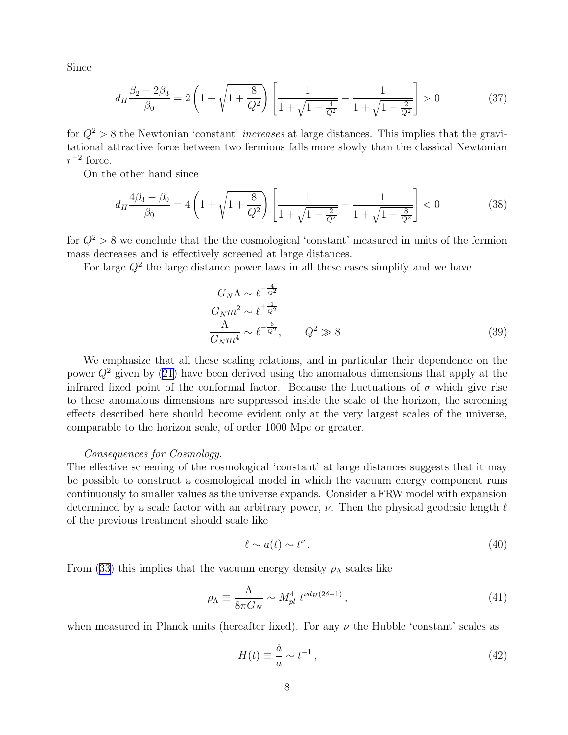Since

$$d_H \frac{\beta_2 - 2\beta_3}{\beta_0} = 2\left(1 + \sqrt{1 + \frac{8}{Q^2}}\right)\left[\frac{1}{1 + \sqrt{1 - \frac{4}{Q^2}}} - \frac{1}{1 + \sqrt{1 - \frac{2}{Q^2}}}\right] > 0 \tag{37}$$

for $Q^2 > 8$ the Newtonian 'constant' *increases* at large distances. This implies that the gravitational attractive force between two fermions falls more slowly than the classical Newtonian $r^{-2}$ force.

On the other hand since

$$d_H \frac{4\beta_3 - \beta_0}{\beta_0} = 4\left(1 + \sqrt{1 + \frac{8}{Q^2}}\right)\left[\frac{1}{1 + \sqrt{1 - \frac{2}{Q^2}}} - \frac{1}{1 + \sqrt{1 - \frac{8}{Q^2}}}\right] < 0 \tag{38}$$

for $Q^2 > 8$ we conclude that the the cosmological 'constant' measured in units of the fermion mass decreases and is effectively screened at large distances.

For large $Q^2$ the large distance power laws in all these cases simplify and we have

$$\begin{aligned}
G_N \Lambda &\sim \ell^{-\frac{4}{Q^2}} \\
G_N m^2 &\sim \ell^{+\frac{1}{Q^2}} \\
\frac{\Lambda}{G_N m^4} &\sim \ell^{-\frac{6}{Q^2}}, \qquad Q^2 \gg 8
\end{aligned} \tag{39}$$

We emphasize that all these scaling relations, and in particular their dependence on the power $Q^2$ given by (21) have been derived using the anomalous dimensions that apply at the infrared fixed point of the conformal factor. Because the fluctuations of $\sigma$ which give rise to these anomalous dimensions are suppressed inside the scale of the horizon, the screening effects described here should become evident only at the very largest scales of the universe, comparable to the horizon scale, of order 1000 Mpc or greater.

*Consequences for Cosmology.*
The effective screening of the cosmological 'constant' at large distances suggests that it may be possible to construct a cosmological model in which the vacuum energy component runs continuously to smaller values as the universe expands. Consider a FRW model with expansion determined by a scale factor with an arbitrary power, $\nu$. Then the physical geodesic length $\ell$ of the previous treatment should scale like

$$\ell \sim a(t) \sim t^{\nu} \,. \tag{40}$$

From (33) this implies that the vacuum energy density $\rho_\Lambda$ scales like

$$\rho_\Lambda \equiv \frac{\Lambda}{8\pi G_N} \sim M_{pl}^4 \; t^{\nu d_H (2\delta - 1)} \,, \tag{41}$$

when measured in Planck units (hereafter fixed). For any $\nu$ the Hubble 'constant' scales as

$$H(t) \equiv \frac{\dot{a}}{a} \sim t^{-1} \,, \tag{42}$$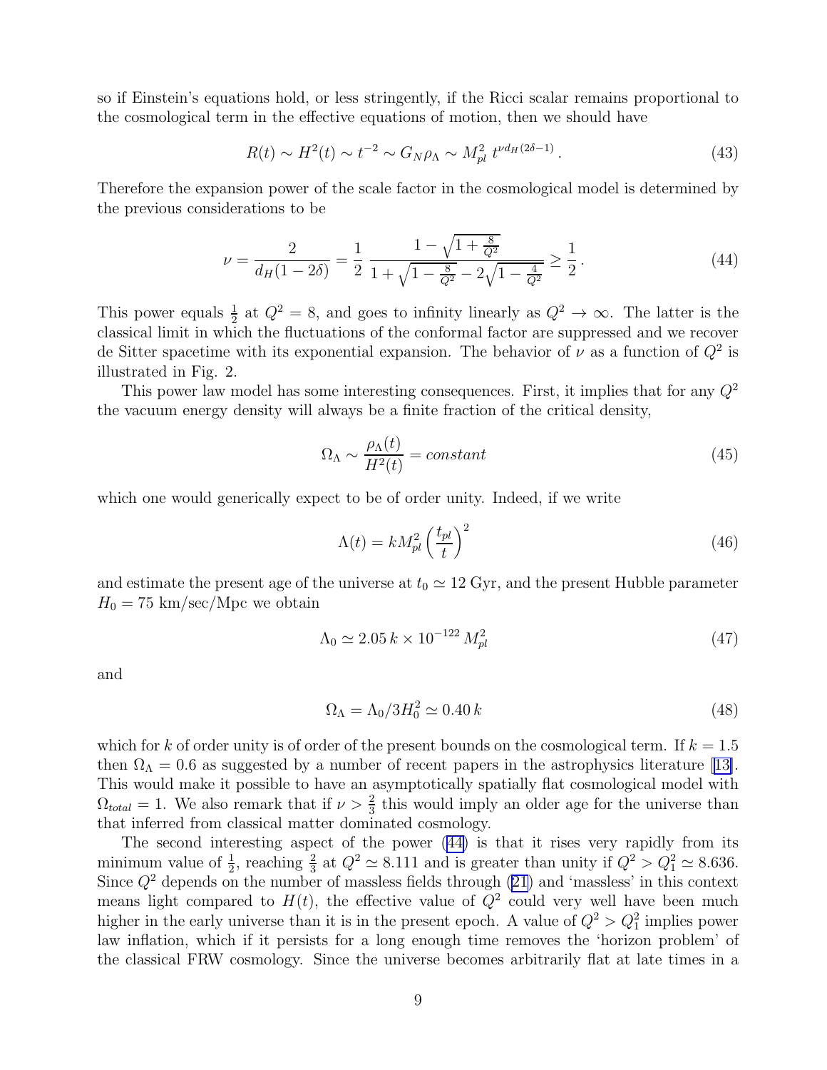so if Einstein's equations hold, or less stringently, if the Ricci scalar remains proportional to the cosmological term in the effective equations of motion, then we should have

$$R(t) \sim H^2(t) \sim t^{-2} \sim G_N \rho_\Lambda \sim M_{pl}^2 \, t^{\nu d_H(2\delta - 1)} \,. \tag{43}$$

Therefore the expansion power of the scale factor in the cosmological model is determined by the previous considerations to be

$$\nu = \frac{2}{d_H(1-2\delta)} = \frac{1}{2} \, \frac{1 - \sqrt{1 + \frac{8}{Q^2}}}{1 + \sqrt{1 - \frac{8}{Q^2}} - 2\sqrt{1 - \frac{4}{Q^2}}} \geq \frac{1}{2} \,. \tag{44}$$

This power equals $\frac{1}{2}$ at $Q^2 = 8$, and goes to infinity linearly as $Q^2 \to \infty$. The latter is the classical limit in which the fluctuations of the conformal factor are suppressed and we recover de Sitter spacetime with its exponential expansion. The behavior of $\nu$ as a function of $Q^2$ is illustrated in Fig. 2.

This power law model has some interesting consequences. First, it implies that for any $Q^2$ the vacuum energy density will always be a finite fraction of the critical density,

$$\Omega_\Lambda \sim \frac{\rho_\Lambda(t)}{H^2(t)} = constant \tag{45}$$

which one would generically expect to be of order unity. Indeed, if we write

$$\Lambda(t) = k M_{pl}^2 \left(\frac{t_{pl}}{t}\right)^2 \tag{46}$$

and estimate the present age of the universe at $t_0 \simeq 12$ Gyr, and the present Hubble parameter $H_0 = 75$ km/sec/Mpc we obtain

$$\Lambda_0 \simeq 2.05 \, k \times 10^{-122} \, M_{pl}^2 \tag{47}$$

and

$$\Omega_\Lambda = \Lambda_0 / 3H_0^2 \simeq 0.40 \, k \tag{48}$$

which for $k$ of order unity is of order of the present bounds on the cosmological term. If $k = 1.5$ then $\Omega_\Lambda = 0.6$ as suggested by a number of recent papers in the astrophysics literature [13]. This would make it possible to have an asymptotically spatially flat cosmological model with $\Omega_{total} = 1$. We also remark that if $\nu > \frac{2}{3}$ this would imply an older age for the universe than that inferred from classical matter dominated cosmology.

The second interesting aspect of the power (44) is that it rises very rapidly from its minimum value of $\frac{1}{2}$, reaching $\frac{2}{3}$ at $Q^2 \simeq 8.111$ and is greater than unity if $Q^2 > Q_1^2 \simeq 8.636$. Since $Q^2$ depends on the number of massless fields through (21) and 'massless' in this context means light compared to $H(t)$, the effective value of $Q^2$ could very well have been much higher in the early universe than it is in the present epoch. A value of $Q^2 > Q_1^2$ implies power law inflation, which if it persists for a long enough time removes the 'horizon problem' of the classical FRW cosmology. Since the universe becomes arbitrarily flat at late times in a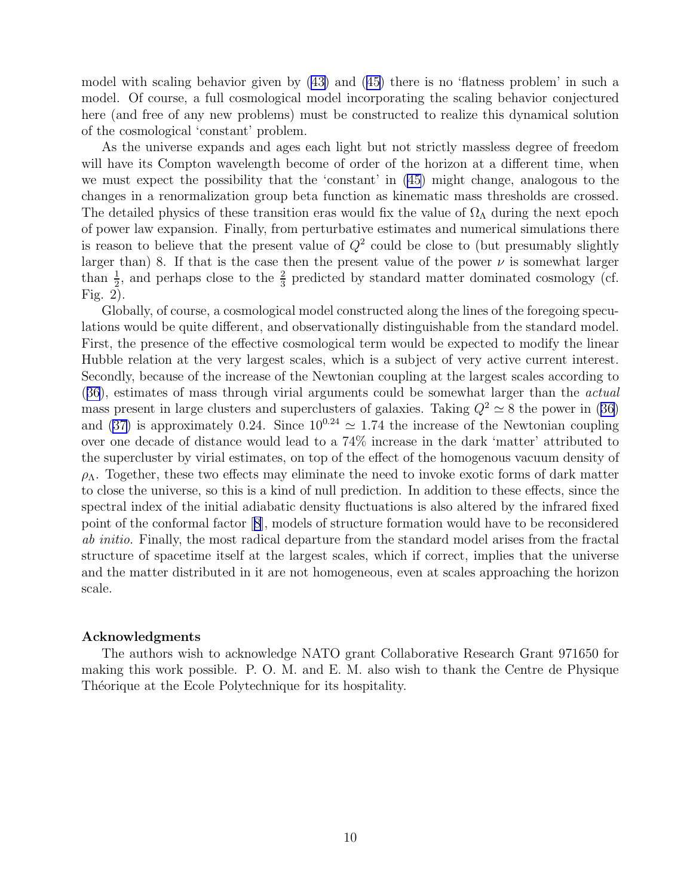model with scaling behavior given by (43) and (45) there is no 'flatness problem' in such a model. Of course, a full cosmological model incorporating the scaling behavior conjectured here (and free of any new problems) must be constructed to realize this dynamical solution of the cosmological 'constant' problem.

As the universe expands and ages each light but not strictly massless degree of freedom will have its Compton wavelength become of order of the horizon at a different time, when we must expect the possibility that the 'constant' in (45) might change, analogous to the changes in a renormalization group beta function as kinematic mass thresholds are crossed. The detailed physics of these transition eras would fix the value of $\Omega_\Lambda$ during the next epoch of power law expansion. Finally, from perturbative estimates and numerical simulations there is reason to believe that the present value of $Q^2$ could be close to (but presumably slightly larger than) 8. If that is the case then the present value of the power $\nu$ is somewhat larger than $\frac{1}{2}$, and perhaps close to the $\frac{2}{3}$ predicted by standard matter dominated cosmology (cf. Fig. 2).

Globally, of course, a cosmological model constructed along the lines of the foregoing speculations would be quite different, and observationally distinguishable from the standard model. First, the presence of the effective cosmological term would be expected to modify the linear Hubble relation at the very largest scales, which is a subject of very active current interest. Secondly, because of the increase of the Newtonian coupling at the largest scales according to (36), estimates of mass through virial arguments could be somewhat larger than the *actual* mass present in large clusters and superclusters of galaxies. Taking $Q^2 \simeq 8$ the power in (36) and (37) is approximately 0.24. Since $10^{0.24} \simeq 1.74$ the increase of the Newtonian coupling over one decade of distance would lead to a 74% increase in the dark 'matter' attributed to the supercluster by virial estimates, on top of the effect of the homogenous vacuum density of $\rho_\Lambda$. Together, these two effects may eliminate the need to invoke exotic forms of dark matter to close the universe, so this is a kind of null prediction. In addition to these effects, since the spectral index of the initial adiabatic density fluctuations is also altered by the infrared fixed point of the conformal factor [8], models of structure formation would have to be reconsidered *ab initio*. Finally, the most radical departure from the standard model arises from the fractal structure of spacetime itself at the largest scales, which if correct, implies that the universe and the matter distributed in it are not homogeneous, even at scales approaching the horizon scale.

**Acknowledgments**

The authors wish to acknowledge NATO grant Collaborative Research Grant 971650 for making this work possible. P. O. M. and E. M. also wish to thank the Centre de Physique Théorique at the Ecole Polytechnique for its hospitality.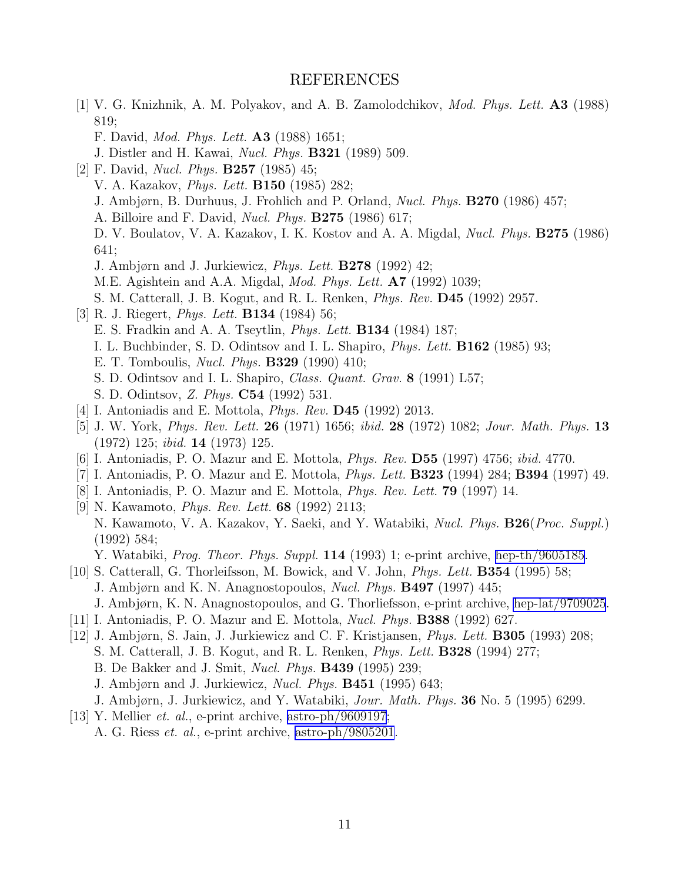# REFERENCES

[1] V. G. Knizhnik, A. M. Polyakov, and A. B. Zamolodchikov, *Mod. Phys. Lett.* **A3** (1988) 819;
F. David, *Mod. Phys. Lett.* **A3** (1988) 1651;
J. Distler and H. Kawai, *Nucl. Phys.* **B321** (1989) 509.

[2] F. David, *Nucl. Phys.* **B257** (1985) 45;
V. A. Kazakov, *Phys. Lett.* **B150** (1985) 282;
J. Ambjørn, B. Durhuus, J. Frohlich and P. Orland, *Nucl. Phys.* **B270** (1986) 457;
A. Billoire and F. David, *Nucl. Phys.* **B275** (1986) 617;
D. V. Boulatov, V. A. Kazakov, I. K. Kostov and A. A. Migdal, *Nucl. Phys.* **B275** (1986) 641;
J. Ambjørn and J. Jurkiewicz, *Phys. Lett.* **B278** (1992) 42;
M.E. Agishtein and A.A. Migdal, *Mod. Phys. Lett.* **A7** (1992) 1039;
S. M. Catterall, J. B. Kogut, and R. L. Renken, *Phys. Rev.* **D45** (1992) 2957.

[3] R. J. Riegert, *Phys. Lett.* **B134** (1984) 56;
E. S. Fradkin and A. A. Tseytlin, *Phys. Lett.* **B134** (1984) 187;
I. L. Buchbinder, S. D. Odintsov and I. L. Shapiro, *Phys. Lett.* **B162** (1985) 93;
E. T. Tomboulis, *Nucl. Phys.* **B329** (1990) 410;
S. D. Odintsov and I. L. Shapiro, *Class. Quant. Grav.* **8** (1991) L57;
S. D. Odintsov, *Z. Phys.* **C54** (1992) 531.

[4] I. Antoniadis and E. Mottola, *Phys. Rev.* **D45** (1992) 2013.

[5] J. W. York, *Phys. Rev. Lett.* **26** (1971) 1656; *ibid.* **28** (1972) 1082; *Jour. Math. Phys.* **13** (1972) 125; *ibid.* **14** (1973) 125.

[6] I. Antoniadis, P. O. Mazur and E. Mottola, *Phys. Rev.* **D55** (1997) 4756; *ibid.* 4770.

[7] I. Antoniadis, P. O. Mazur and E. Mottola, *Phys. Lett.* **B323** (1994) 284; **B394** (1997) 49.

[8] I. Antoniadis, P. O. Mazur and E. Mottola, *Phys. Rev. Lett.* **79** (1997) 14.

[9] N. Kawamoto, *Phys. Rev. Lett.* **68** (1992) 2113;
N. Kawamoto, V. A. Kazakov, Y. Saeki, and Y. Watabiki, *Nucl. Phys.* **B26**(*Proc. Suppl.*) (1992) 584;
Y. Watabiki, *Prog. Theor. Phys. Suppl.* **114** (1993) 1; e-print archive, hep-th/9605185.

[10] S. Catterall, G. Thorleifsson, M. Bowick, and V. John, *Phys. Lett.* **B354** (1995) 58;
J. Ambjørn and K. N. Anagnostopoulos, *Nucl. Phys.* **B497** (1997) 445;
J. Ambjørn, K. N. Anagnostopoulos, and G. Thorliefsson, e-print archive, hep-lat/9709025.

[11] I. Antoniadis, P. O. Mazur and E. Mottola, *Nucl. Phys.* **B388** (1992) 627.

[12] J. Ambjørn, S. Jain, J. Jurkiewicz and C. F. Kristjansen, *Phys. Lett.* **B305** (1993) 208;
S. M. Catterall, J. B. Kogut, and R. L. Renken, *Phys. Lett.* **B328** (1994) 277;
B. De Bakker and J. Smit, *Nucl. Phys.* **B439** (1995) 239;
J. Ambjørn and J. Jurkiewicz, *Nucl. Phys.* **B451** (1995) 643;
J. Ambjørn, J. Jurkiewicz, and Y. Watabiki, *Jour. Math. Phys.* **36** No. 5 (1995) 6299.

[13] Y. Mellier *et. al.*, e-print archive, astro-ph/9609197;
A. G. Riess *et. al.*, e-print archive, astro-ph/9805201.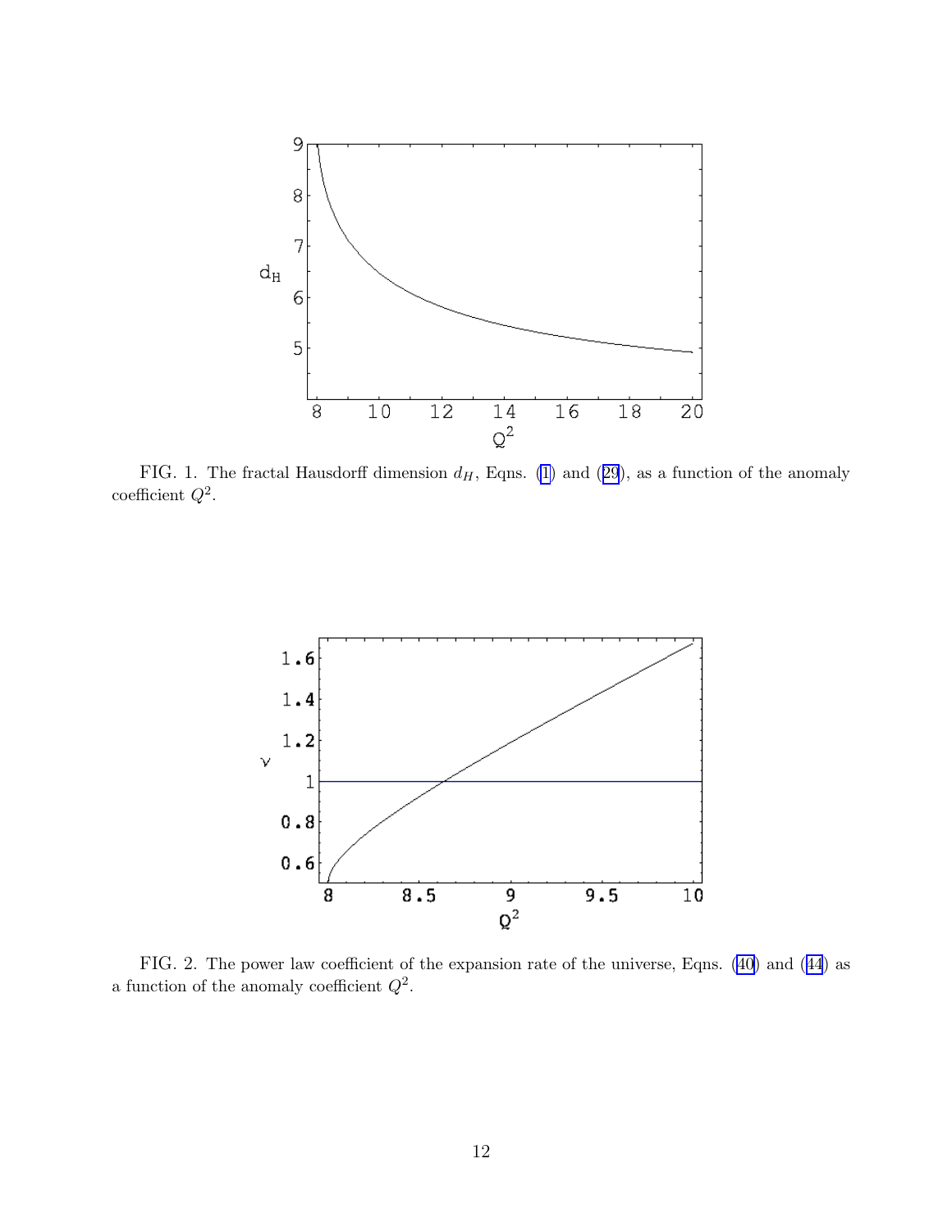9
8
7
$d_H$
6
5

8 10 12 14 16 18 20
$Q^2$

FIG. 1. The fractal Hausdorff dimension $d_H$, Eqns. (1) and (29), as a function of the anomaly coefficient $Q^2$.

1.6
1.4
1.2
$\nu$
1
0.8
0.6

8 8.5 9 9.5 10
$Q^2$

FIG. 2. The power law coefficient of the expansion rate of the universe, Eqns. (40) and (44) as a function of the anomaly coefficient $Q^2$.